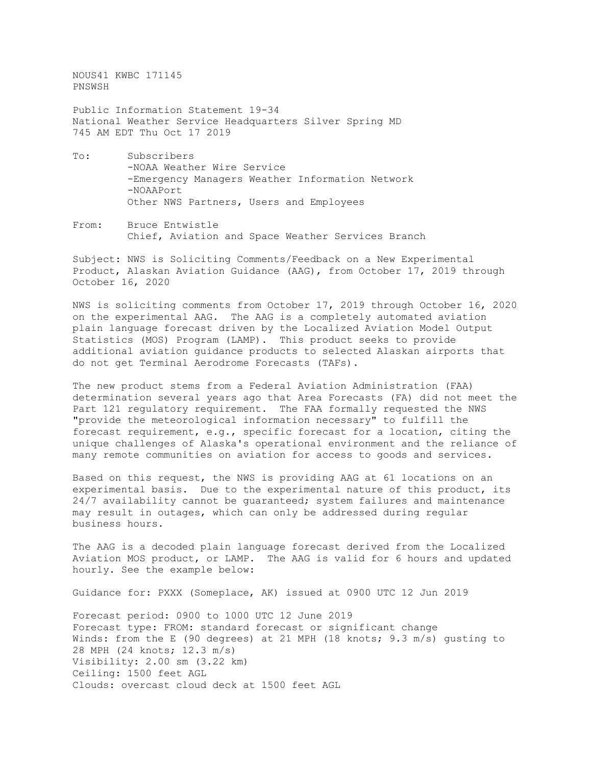NOUS41 KWBC 171145
PNSWSH

Public Information Statement 19-34
National Weather Service Headquarters Silver Spring MD
745 AM EDT Thu Oct 17 2019

To: Subscribers
- -NOAA Weather Wire Service
- -Emergency Managers Weather Information Network
- -NOAAPort

Other NWS Partners, Users and Employees

From: Bruce Entwistle
Chief, Aviation and Space Weather Services Branch

Subject: NWS is Soliciting Comments/Feedback on a New Experimental Product, Alaskan Aviation Guidance (AAG), from October 17, 2019 through October 16, 2020

NWS is soliciting comments from October 17, 2019 through October 16, 2020 on the experimental AAG. The AAG is a completely automated aviation plain language forecast driven by the Localized Aviation Model Output Statistics (MOS) Program (LAMP). This product seeks to provide additional aviation guidance products to selected Alaskan airports that do not get Terminal Aerodrome Forecasts (TAFs).

The new product stems from a Federal Aviation Administration (FAA) determination several years ago that Area Forecasts (FA) did not meet the Part 121 regulatory requirement. The FAA formally requested the NWS "provide the meteorological information necessary" to fulfill the forecast requirement, e.g., specific forecast for a location, citing the unique challenges of Alaska's operational environment and the reliance of many remote communities on aviation for access to goods and services.

Based on this request, the NWS is providing AAG at 61 locations on an experimental basis. Due to the experimental nature of this product, its 24/7 availability cannot be guaranteed; system failures and maintenance may result in outages, which can only be addressed during regular business hours.

The AAG is a decoded plain language forecast derived from the Localized Aviation MOS product, or LAMP. The AAG is valid for 6 hours and updated hourly. See the example below:

Guidance for: PXXX (Someplace, AK) issued at 0900 UTC 12 Jun 2019

Forecast period: 0900 to 1000 UTC 12 June 2019
Forecast type: FROM: standard forecast or significant change
Winds: from the E (90 degrees) at 21 MPH (18 knots; 9.3 m/s) gusting to 28 MPH (24 knots; 12.3 m/s)
Visibility: 2.00 sm (3.22 km)
Ceiling: 1500 feet AGL
Clouds: overcast cloud deck at 1500 feet AGL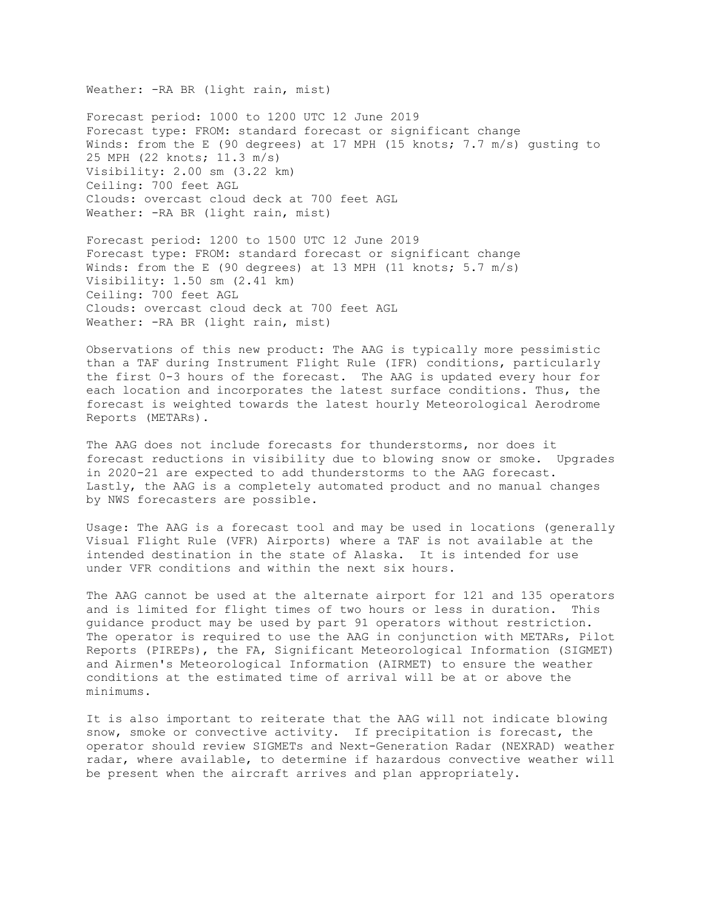Weather: -RA BR (light rain, mist)

Forecast period: 1000 to 1200 UTC 12 June 2019
Forecast type: FROM: standard forecast or significant change
Winds: from the E (90 degrees) at 17 MPH (15 knots; 7.7 m/s) gusting to 25 MPH (22 knots; 11.3 m/s)
Visibility: 2.00 sm (3.22 km)
Ceiling: 700 feet AGL
Clouds: overcast cloud deck at 700 feet AGL
Weather: -RA BR (light rain, mist)

Forecast period: 1200 to 1500 UTC 12 June 2019
Forecast type: FROM: standard forecast or significant change
Winds: from the E (90 degrees) at 13 MPH (11 knots; 5.7 m/s)
Visibility: 1.50 sm (2.41 km)
Ceiling: 700 feet AGL
Clouds: overcast cloud deck at 700 feet AGL
Weather: -RA BR (light rain, mist)

Observations of this new product: The AAG is typically more pessimistic than a TAF during Instrument Flight Rule (IFR) conditions, particularly the first 0-3 hours of the forecast. The AAG is updated every hour for each location and incorporates the latest surface conditions. Thus, the forecast is weighted towards the latest hourly Meteorological Aerodrome Reports (METARs).

The AAG does not include forecasts for thunderstorms, nor does it forecast reductions in visibility due to blowing snow or smoke. Upgrades in 2020-21 are expected to add thunderstorms to the AAG forecast. Lastly, the AAG is a completely automated product and no manual changes by NWS forecasters are possible.

Usage: The AAG is a forecast tool and may be used in locations (generally Visual Flight Rule (VFR) Airports) where a TAF is not available at the intended destination in the state of Alaska. It is intended for use under VFR conditions and within the next six hours.

The AAG cannot be used at the alternate airport for 121 and 135 operators and is limited for flight times of two hours or less in duration. This guidance product may be used by part 91 operators without restriction. The operator is required to use the AAG in conjunction with METARs, Pilot Reports (PIREPs), the FA, Significant Meteorological Information (SIGMET) and Airmen's Meteorological Information (AIRMET) to ensure the weather conditions at the estimated time of arrival will be at or above the minimums.

It is also important to reiterate that the AAG will not indicate blowing snow, smoke or convective activity. If precipitation is forecast, the operator should review SIGMETs and Next-Generation Radar (NEXRAD) weather radar, where available, to determine if hazardous convective weather will be present when the aircraft arrives and plan appropriately.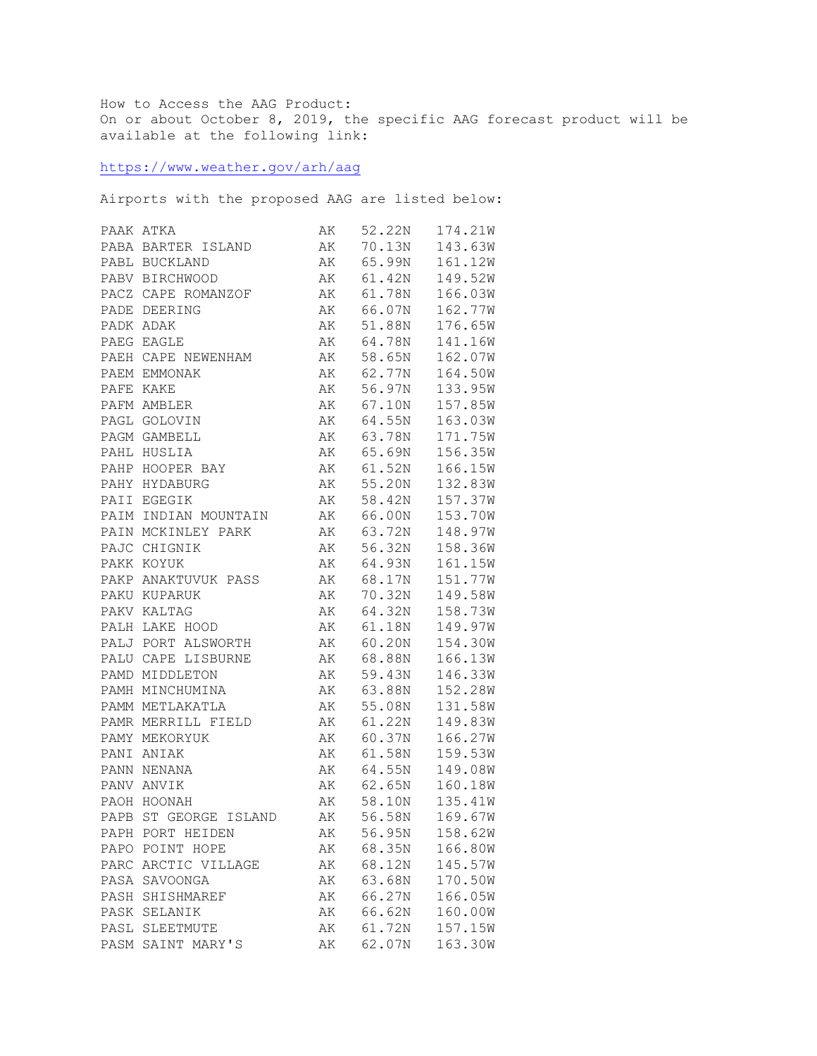How to Access the AAG Product:
On or about October 8, 2019, the specific AAG forecast product will be available at the following link:

https://www.weather.gov/arh/aag

Airports with the proposed AAG are listed below:

| ID | Name | State | Latitude | Longitude |
|---|---|---|---|---|
| PAAK | ATKA | AK | 52.22N | 174.21W |
| PABA | BARTER ISLAND | AK | 70.13N | 143.63W |
| PABL | BUCKLAND | AK | 65.99N | 161.12W |
| PABV | BIRCHWOOD | AK | 61.42N | 149.52W |
| PACZ | CAPE ROMANZOF | AK | 61.78N | 166.03W |
| PADE | DEERING | AK | 66.07N | 162.77W |
| PADK | ADAK | AK | 51.88N | 176.65W |
| PAEG | EAGLE | AK | 64.78N | 141.16W |
| PAEH | CAPE NEWENHAM | AK | 58.65N | 162.07W |
| PAEM | EMMONAK | AK | 62.77N | 164.50W |
| PAFE | KAKE | AK | 56.97N | 133.95W |
| PAFM | AMBLER | AK | 67.10N | 157.85W |
| PAGL | GOLOVIN | AK | 64.55N | 163.03W |
| PAGM | GAMBELL | AK | 63.78N | 171.75W |
| PAHL | HUSLIA | AK | 65.69N | 156.35W |
| PAHP | HOOPER BAY | AK | 61.52N | 166.15W |
| PAHY | HYDABURG | AK | 55.20N | 132.83W |
| PAII | EGEGIK | AK | 58.42N | 157.37W |
| PAIM | INDIAN MOUNTAIN | AK | 66.00N | 153.70W |
| PAIN | MCKINLEY PARK | AK | 63.72N | 148.97W |
| PAJC | CHIGNIK | AK | 56.32N | 158.36W |
| PAKK | KOYUK | AK | 64.93N | 161.15W |
| PAKP | ANAKTUVUK PASS | AK | 68.17N | 151.77W |
| PAKU | KUPARUK | AK | 70.32N | 149.58W |
| PAKV | KALTAG | AK | 64.32N | 158.73W |
| PALH | LAKE HOOD | AK | 61.18N | 149.97W |
| PALJ | PORT ALSWORTH | AK | 60.20N | 154.30W |
| PALU | CAPE LISBURNE | AK | 68.88N | 166.13W |
| PAMD | MIDDLETON | AK | 59.43N | 146.33W |
| PAMH | MINCHUMINA | AK | 63.88N | 152.28W |
| PAMM | METLAKATLA | AK | 55.08N | 131.58W |
| PAMR | MERRILL FIELD | AK | 61.22N | 149.83W |
| PAMY | MEKORYUK | AK | 60.37N | 166.27W |
| PANI | ANIAK | AK | 61.58N | 159.53W |
| PANN | NENANA | AK | 64.55N | 149.08W |
| PANV | ANVIK | AK | 62.65N | 160.18W |
| PAOH | HOONAH | AK | 58.10N | 135.41W |
| PAPB | ST GEORGE ISLAND | AK | 56.58N | 169.67W |
| PAPH | PORT HEIDEN | AK | 56.95N | 158.62W |
| PAPO | POINT HOPE | AK | 68.35N | 166.80W |
| PARC | ARCTIC VILLAGE | AK | 68.12N | 145.57W |
| PASA | SAVOONGA | AK | 63.68N | 170.50W |
| PASH | SHISHMAREF | AK | 66.27N | 166.05W |
| PASK | SELANIK | AK | 66.62N | 160.00W |
| PASL | SLEETMUTE | AK | 61.72N | 157.15W |
| PASM | SAINT MARY'S | AK | 62.07N | 163.30W |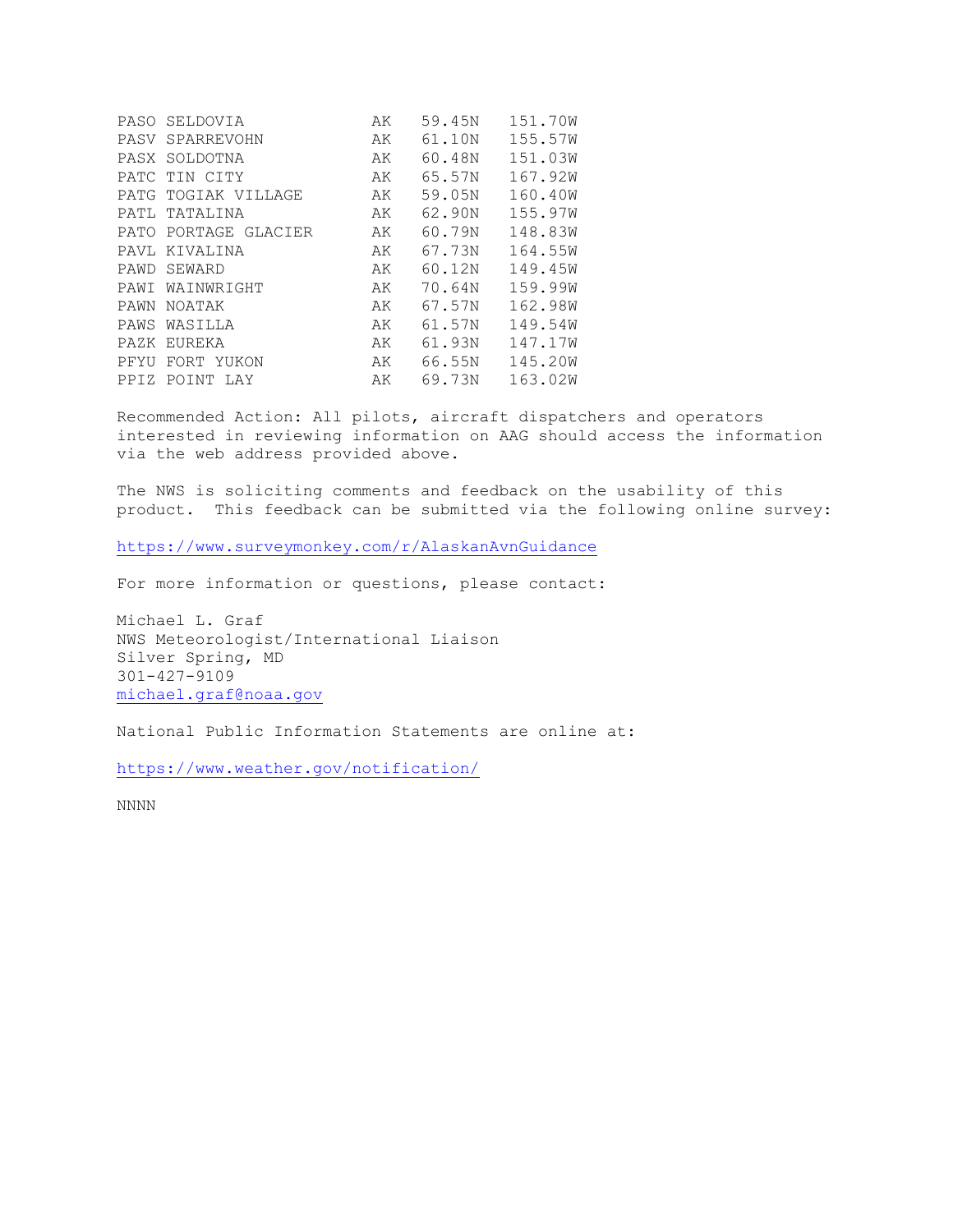| | | | | |
|---|---|---|---|---|
| PASO | SELDOVIA | AK | 59.45N | 151.70W |
| PASV | SPARREVOHN | AK | 61.10N | 155.57W |
| PASX | SOLDOTNA | AK | 60.48N | 151.03W |
| PATC | TIN CITY | AK | 65.57N | 167.92W |
| PATG | TOGIAK VILLAGE | AK | 59.05N | 160.40W |
| PATL | TATALINA | AK | 62.90N | 155.97W |
| PATO | PORTAGE GLACIER | AK | 60.79N | 148.83W |
| PAVL | KIVALINA | AK | 67.73N | 164.55W |
| PAWD | SEWARD | AK | 60.12N | 149.45W |
| PAWI | WAINWRIGHT | AK | 70.64N | 159.99W |
| PAWN | NOATAK | AK | 67.57N | 162.98W |
| PAWS | WASILLA | AK | 61.57N | 149.54W |
| PAZK | EUREKA | AK | 61.93N | 147.17W |
| PFYU | FORT YUKON | AK | 66.55N | 145.20W |
| PPIZ | POINT LAY | AK | 69.73N | 163.02W |

Recommended Action: All pilots, aircraft dispatchers and operators interested in reviewing information on AAG should access the information via the web address provided above.

The NWS is soliciting comments and feedback on the usability of this product. This feedback can be submitted via the following online survey:

https://www.surveymonkey.com/r/AlaskanAvnGuidance

For more information or questions, please contact:

Michael L. Graf
NWS Meteorologist/International Liaison
Silver Spring, MD
301-427-9109
michael.graf@noaa.gov

National Public Information Statements are online at:

https://www.weather.gov/notification/

NNNN